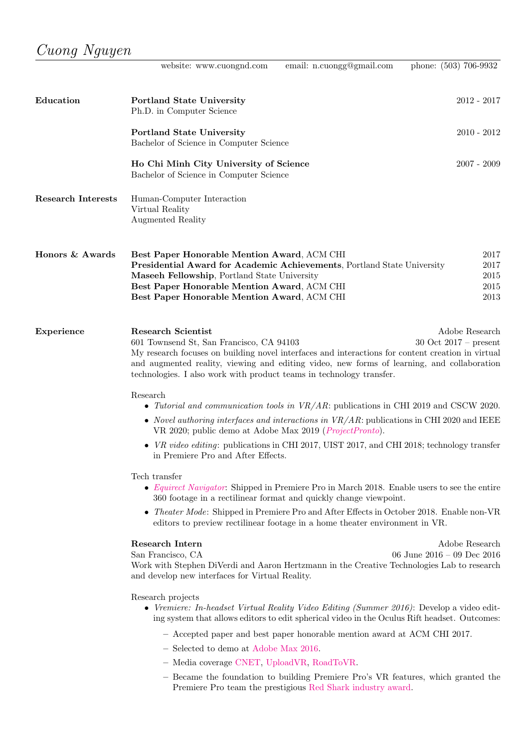# *Cuong Nguyen*

website: www.cuongnd.com email: n.cuongg@gmail.com phone: (503) 706-9932

## Education

**Portland State University** 2012 - 2017
Ph.D. in Computer Science

**Portland State University** 2010 - 2012
Bachelor of Science in Computer Science

**Ho Chi Minh City University of Science** 2007 - 2009
Bachelor of Science in Computer Science

## Research Interests

Human-Computer Interaction
Virtual Reality
Augmented Reality

## Honors & Awards

- **Best Paper Honorable Mention Award**, ACM CHI — 2017
- **Presidential Award for Academic Achievements**, Portland State University — 2017
- **Maseeh Fellowship**, Portland State University — 2015
- **Best Paper Honorable Mention Award**, ACM CHI — 2015
- **Best Paper Honorable Mention Award**, ACM CHI — 2013

## Experience

**Research Scientist** — Adobe Research
601 Townsend St, San Francisco, CA 94103 — 30 Oct 2017 – present

My research focuses on building novel interfaces and interactions for content creation in virtual and augmented reality, viewing and editing video, new forms of learning, and collaboration technologies. I also work with product teams in technology transfer.

Research

- *Tutorial and communication tools in VR/AR*: publications in CHI 2019 and CSCW 2020.
- *Novel authoring interfaces and interactions in VR/AR*: publications in CHI 2020 and IEEE VR 2020; public demo at Adobe Max 2019 (*ProjectPronto*).
- *VR video editing*: publications in CHI 2017, UIST 2017, and CHI 2018; technology transfer in Premiere Pro and After Effects.

Tech transfer

- *Equirect Navigator*: Shipped in Premiere Pro in March 2018. Enable users to see the entire 360 footage in a rectilinear format and quickly change viewpoint.
- *Theater Mode*: Shipped in Premiere Pro and After Effects in October 2018. Enable non-VR editors to preview rectilinear footage in a home theater environment in VR.

**Research Intern** — Adobe Research
San Francisco, CA — 06 June 2016 – 09 Dec 2016

Work with Stephen DiVerdi and Aaron Hertzmann in the Creative Technologies Lab to research and develop new interfaces for Virtual Reality.

Research projects

- *Vremiere: In-headset Virtual Reality Video Editing (Summer 2016)*: Develop a video editing system that allows editors to edit spherical video in the Oculus Rift headset. Outcomes:
  - Accepted paper and best paper honorable mention award at ACM CHI 2017.
  - Selected to demo at Adobe Max 2016.
  - Media coverage CNET, UploadVR, RoadToVR.
  - Became the foundation to building Premiere Pro's VR features, which granted the Premiere Pro team the prestigious Red Shark industry award.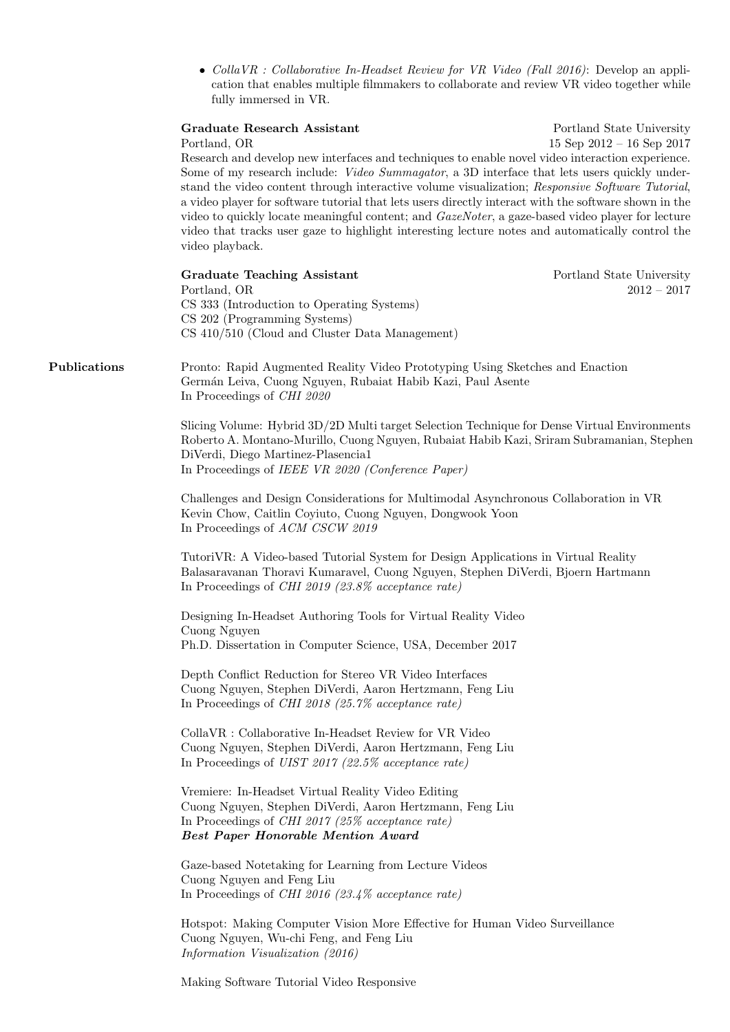- *CollaVR : Collaborative In-Headset Review for VR Video (Fall 2016)*: Develop an application that enables multiple filmmakers to collaborate and review VR video together while fully immersed in VR.

**Graduate Research Assistant** — Portland State University
Portland, OR — 15 Sep 2012 – 16 Sep 2017

Research and develop new interfaces and techniques to enable novel video interaction experience. Some of my research include: *Video Summagator*, a 3D interface that lets users quickly understand the video content through interactive volume visualization; *Responsive Software Tutorial*, a video player for software tutorial that lets users directly interact with the software shown in the video to quickly locate meaningful content; and *GazeNoter*, a gaze-based video player for lecture video that tracks user gaze to highlight interesting lecture notes and automatically control the video playback.

**Graduate Teaching Assistant** — Portland State University
Portland, OR — 2012 – 2017

CS 333 (Introduction to Operating Systems)
CS 202 (Programming Systems)
CS 410/510 (Cloud and Cluster Data Management)

## Publications

Pronto: Rapid Augmented Reality Video Prototyping Using Sketches and Enaction
Germán Leiva, Cuong Nguyen, Rubaiat Habib Kazi, Paul Asente
In Proceedings of *CHI 2020*

Slicing Volume: Hybrid 3D/2D Multi target Selection Technique for Dense Virtual Environments
Roberto A. Montano-Murillo, Cuong Nguyen, Rubaiat Habib Kazi, Sriram Subramanian, Stephen DiVerdi, Diego Martinez-Plasencia1
In Proceedings of *IEEE VR 2020 (Conference Paper)*

Challenges and Design Considerations for Multimodal Asynchronous Collaboration in VR
Kevin Chow, Caitlin Coyiuto, Cuong Nguyen, Dongwook Yoon
In Proceedings of *ACM CSCW 2019*

TutoriVR: A Video-based Tutorial System for Design Applications in Virtual Reality
Balasaravanan Thoravi Kumaravel, Cuong Nguyen, Stephen DiVerdi, Bjoern Hartmann
In Proceedings of *CHI 2019 (23.8% acceptance rate)*

Designing In-Headset Authoring Tools for Virtual Reality Video
Cuong Nguyen
Ph.D. Dissertation in Computer Science, USA, December 2017

Depth Conflict Reduction for Stereo VR Video Interfaces
Cuong Nguyen, Stephen DiVerdi, Aaron Hertzmann, Feng Liu
In Proceedings of *CHI 2018 (25.7% acceptance rate)*

CollaVR : Collaborative In-Headset Review for VR Video
Cuong Nguyen, Stephen DiVerdi, Aaron Hertzmann, Feng Liu
In Proceedings of *UIST 2017 (22.5% acceptance rate)*

Vremiere: In-Headset Virtual Reality Video Editing
Cuong Nguyen, Stephen DiVerdi, Aaron Hertzmann, Feng Liu
In Proceedings of *CHI 2017 (25% acceptance rate)*
***Best Paper Honorable Mention Award***

Gaze-based Notetaking for Learning from Lecture Videos
Cuong Nguyen and Feng Liu
In Proceedings of *CHI 2016 (23.4% acceptance rate)*

Hotspot: Making Computer Vision More Effective for Human Video Surveillance
Cuong Nguyen, Wu-chi Feng, and Feng Liu
*Information Visualization (2016)*

Making Software Tutorial Video Responsive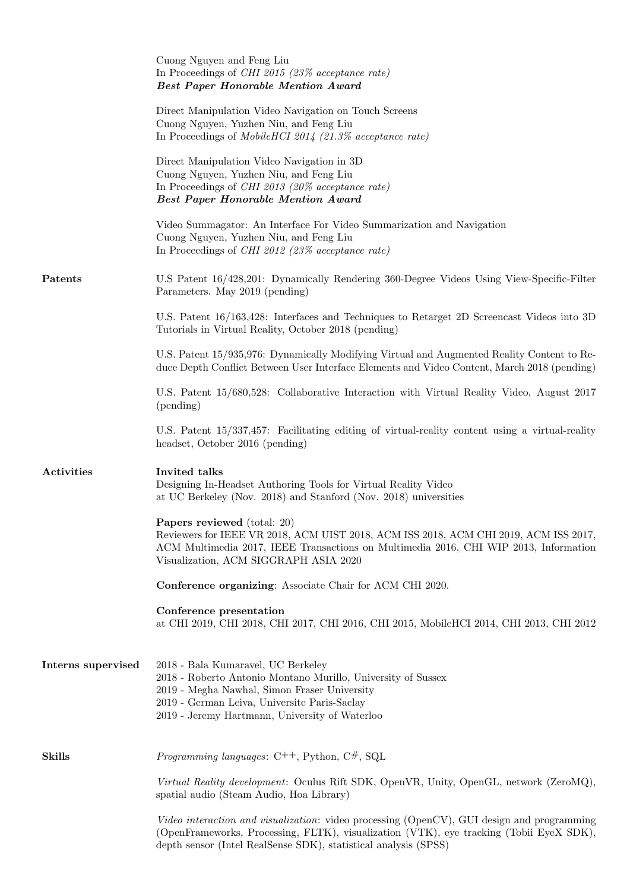Cuong Nguyen and Feng Liu
In Proceedings of *CHI 2015 (23% acceptance rate)*
***Best Paper Honorable Mention Award***

Direct Manipulation Video Navigation on Touch Screens
Cuong Nguyen, Yuzhen Niu, and Feng Liu
In Proceedings of *MobileHCI 2014 (21.3% acceptance rate)*

Direct Manipulation Video Navigation in 3D
Cuong Nguyen, Yuzhen Niu, and Feng Liu
In Proceedings of *CHI 2013 (20% acceptance rate)*
***Best Paper Honorable Mention Award***

Video Summagator: An Interface For Video Summarization and Navigation
Cuong Nguyen, Yuzhen Niu, and Feng Liu
In Proceedings of *CHI 2012 (23% acceptance rate)*

## Patents

U.S Patent 16/428,201: Dynamically Rendering 360-Degree Videos Using View-Specific-Filter Parameters. May 2019 (pending)

U.S. Patent 16/163,428: Interfaces and Techniques to Retarget 2D Screencast Videos into 3D Tutorials in Virtual Reality, October 2018 (pending)

U.S. Patent 15/935,976: Dynamically Modifying Virtual and Augmented Reality Content to Reduce Depth Conflict Between User Interface Elements and Video Content, March 2018 (pending)

U.S. Patent 15/680,528: Collaborative Interaction with Virtual Reality Video, August 2017 (pending)

U.S. Patent 15/337,457: Facilitating editing of virtual-reality content using a virtual-reality headset, October 2016 (pending)

## Activities

**Invited talks**
Designing In-Headset Authoring Tools for Virtual Reality Video
at UC Berkeley (Nov. 2018) and Stanford (Nov. 2018) universities

**Papers reviewed** (total: 20)
Reviewers for IEEE VR 2018, ACM UIST 2018, ACM ISS 2018, ACM CHI 2019, ACM ISS 2017, ACM Multimedia 2017, IEEE Transactions on Multimedia 2016, CHI WIP 2013, Information Visualization, ACM SIGGRAPH ASIA 2020

**Conference organizing**: Associate Chair for ACM CHI 2020.

**Conference presentation**
at CHI 2019, CHI 2018, CHI 2017, CHI 2016, CHI 2015, MobileHCI 2014, CHI 2013, CHI 2012

## Interns supervised

2018 - Bala Kumaravel, UC Berkeley
2018 - Roberto Antonio Montano Murillo, University of Sussex
2019 - Megha Nawhal, Simon Fraser University
2019 - German Leiva, Universite Paris-Saclay
2019 - Jeremy Hartmann, University of Waterloo

## Skills

*Programming languages*: C++, Python, C#, SQL

*Virtual Reality development*: Oculus Rift SDK, OpenVR, Unity, OpenGL, network (ZeroMQ), spatial audio (Steam Audio, Hoa Library)

*Video interaction and visualization*: video processing (OpenCV), GUI design and programming (OpenFrameworks, Processing, FLTK), visualization (VTK), eye tracking (Tobii EyeX SDK), depth sensor (Intel RealSense SDK), statistical analysis (SPSS)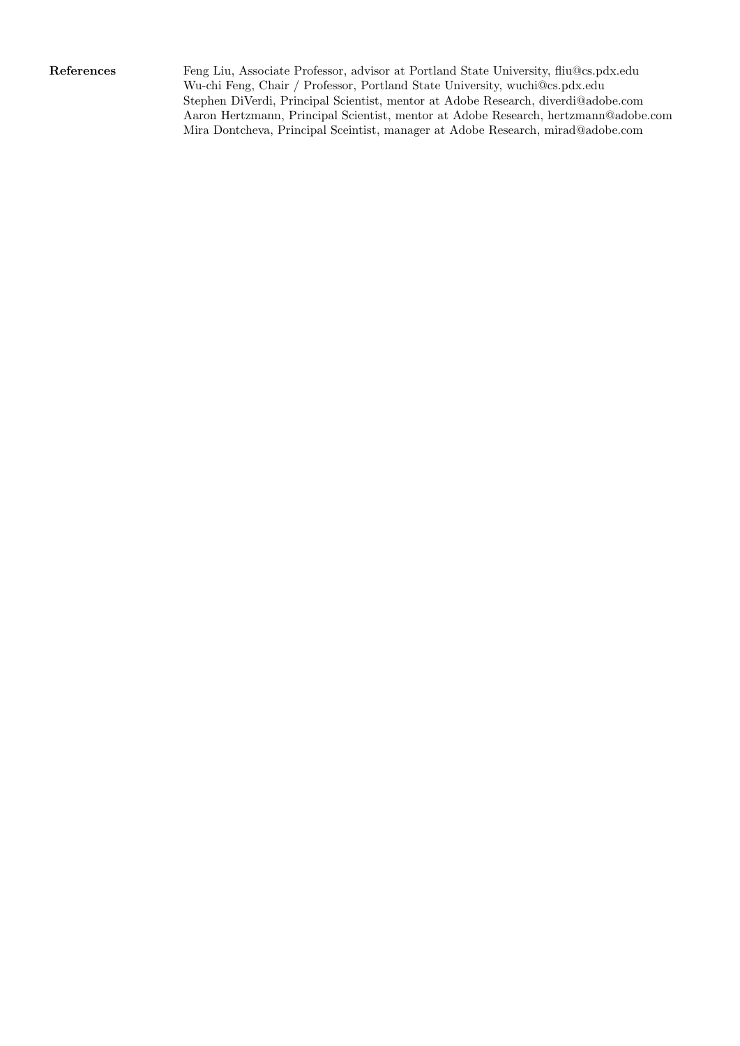**References**

Feng Liu, Associate Professor, advisor at Portland State University, fliu@cs.pdx.edu
Wu-chi Feng, Chair / Professor, Portland State University, wuchi@cs.pdx.edu
Stephen DiVerdi, Principal Scientist, mentor at Adobe Research, diverdi@adobe.com
Aaron Hertzmann, Principal Scientist, mentor at Adobe Research, hertzmann@adobe.com
Mira Dontcheva, Principal Sceintist, manager at Adobe Research, mirad@adobe.com